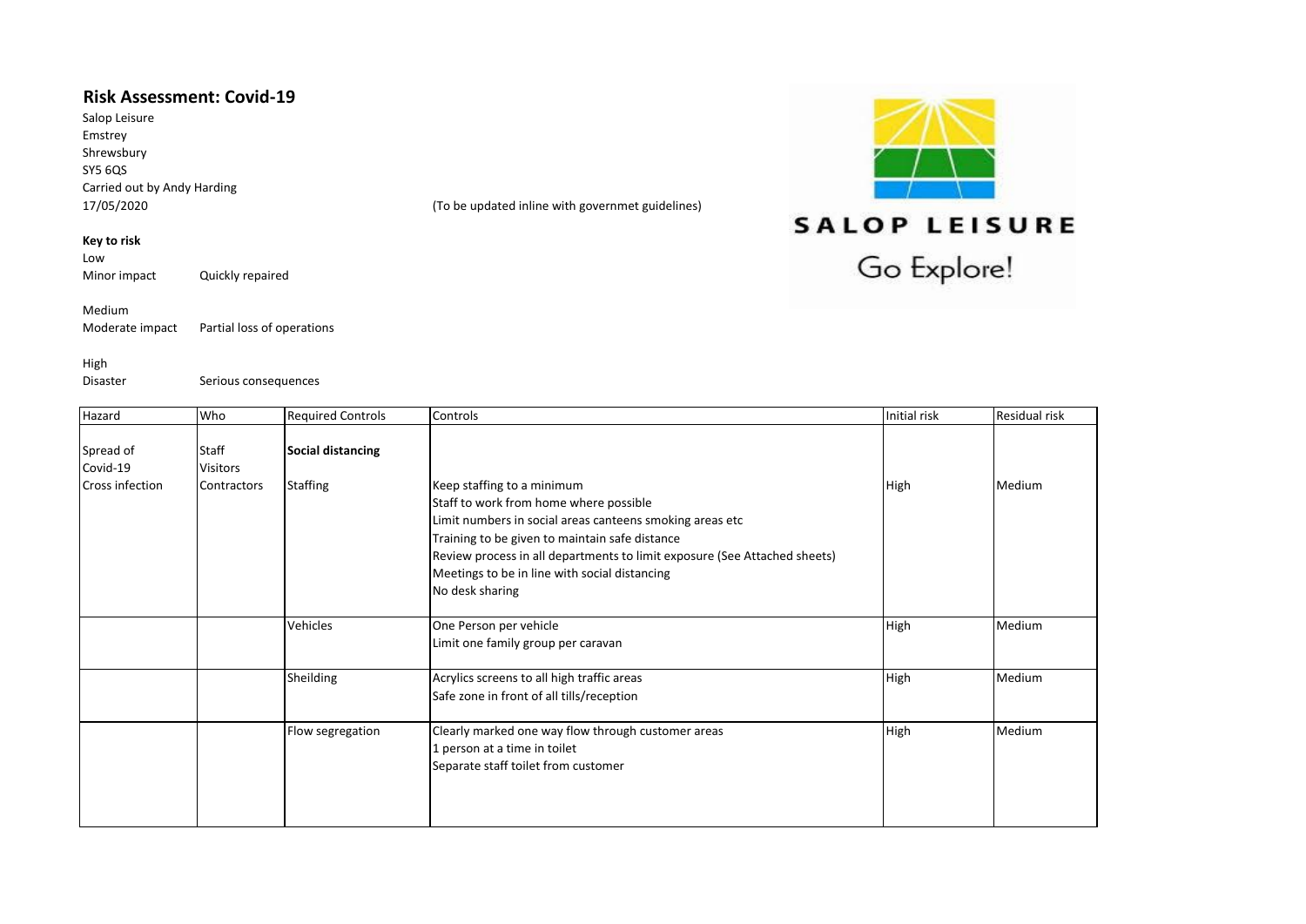## Risk Assessment: Covid-19

Salop Leisure
Emstrey
Shrewsbury
SY5 6QS
Carried out by Andy Harding
17/05/2020

(To be updated inline with governmet guidelines)

SALOP LEISURE
Go Explore!

**Key to risk**

Low
Minor impact — Quickly repaired

Medium
Moderate impact — Partial loss of operations

High
Disaster — Serious consequences

| Hazard | Who | Required Controls | Controls | Initial risk | Residual risk |
|---|---|---|---|---|---|
| Spread of Covid-19 | Staff | **Social distancing** | | | |
| Cross infection | Visitors<br>Contractors | Staffing | Keep staffing to a minimum<br>Staff to work from home where possible<br>Limit numbers in social areas canteens smoking areas etc<br>Training to be given to maintain safe distance<br>Review process in all departments to limit exposure (See Attached sheets)<br>Meetings to be in line with social distancing<br>No desk sharing | High | Medium |
| | | Vehicles | One Person per vehicle<br>Limit one family group per caravan | High | Medium |
| | | Sheilding | Acrylics screens to all high traffic areas<br>Safe zone in front of all tills/reception | High | Medium |
| | | Flow segregation | Clearly marked one way flow through customer areas<br>1 person at a time in toilet<br>Separate staff toilet from customer | High | Medium |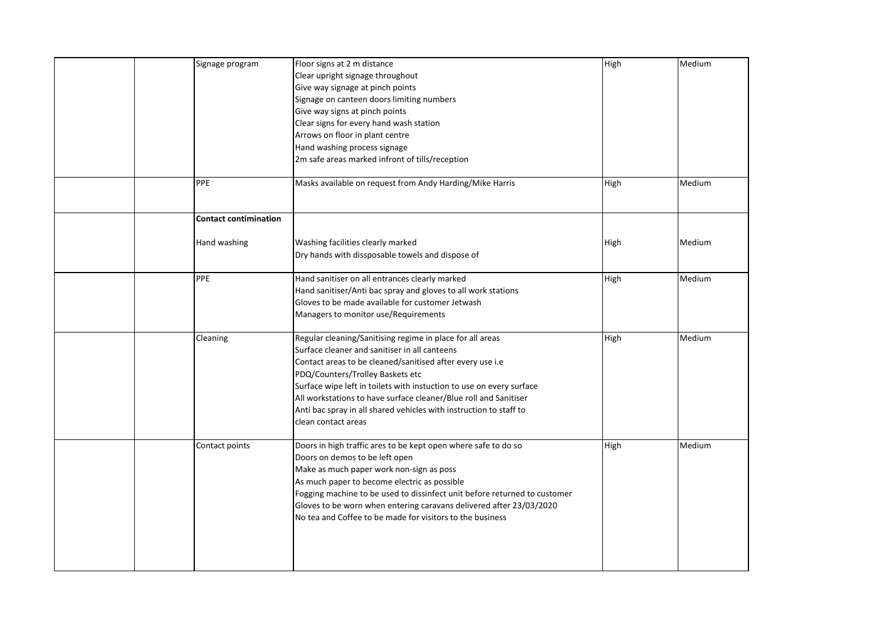| | | | | | |
|---|---|---|---|---|---|
| | | Signage program | Floor signs at 2 m distance<br>Clear upright signage throughout<br>Give way signage at pinch points<br>Signage on canteen doors limiting numbers<br>Give way signs at pinch points<br>Clear signs for every hand wash station<br>Arrows on floor in plant centre<br>Hand washing process signage<br>2m safe areas marked infront of tills/reception | High | Medium |
| | | PPE | Masks available on request from Andy Harding/Mike Harris | High | Medium |
| | | **Contact contimination**<br><br>Hand washing | <br><br>Washing facilities clearly marked<br>Dry hands with dissposable towels and dispose of | <br><br>High | <br><br>Medium |
| | | PPE | Hand sanitiser on all entrances clearly marked<br>Hand sanitiser/Anti bac spray and gloves to all work stations<br>Gloves to be made available for customer Jetwash<br>Managers to monitor use/Requirements | High | Medium |
| | | Cleaning | Regular cleaning/Sanitising regime in place for all areas<br>Surface cleaner and sanitiser in all canteens<br>Contact areas to be cleaned/sanitised after every use i.e<br>PDQ/Counters/Trolley Baskets etc<br>Surface wipe left in toilets with instuction to use on every surface<br>All workstations to have surface cleaner/Blue roll and Sanitiser<br>Anti bac spray in all shared vehicles with instruction to staff to<br>clean contact areas | High | Medium |
| | | Contact points | Doors in high traffic ares to be kept open where safe to do so<br>Doors on demos to be left open<br>Make as much paper work non-sign as poss<br>As much paper to become electric as possible<br>Fogging machine to be used to dissinfect unit before returned to customer<br>Gloves to be worn when entering caravans delivered after 23/03/2020<br>No tea and Coffee to be made for visitors to the business | High | Medium |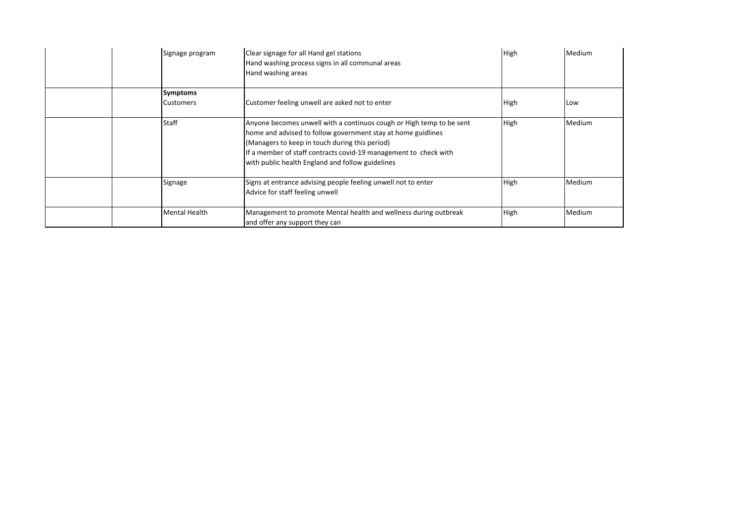| | | | | | |
|---|---|---|---|---|---|
| | | Signage program | Clear signage for all Hand gel stations<br>Hand washing process signs in all communal areas<br>Hand washing areas | High | Medium |
| | | **Symptoms**<br>Customers | Customer feeling unwell are asked not to enter | High | Low |
| | | Staff | Anyone becomes unwell with a continuos cough or High temp to be sent home and advised to follow government stay at home guidlines<br>(Managers to keep in touch during this period)<br>If a member of staff contracts covid-19 management to check with with public health England and follow guidelines | High | Medium |
| | | Signage | Signs at entrance advising people feeling unwell not to enter<br>Advice for staff feeling unwell | High | Medium |
| | | Mental Health | Management to promote Mental health and wellness during outbreak and offer any support they can | High | Medium |